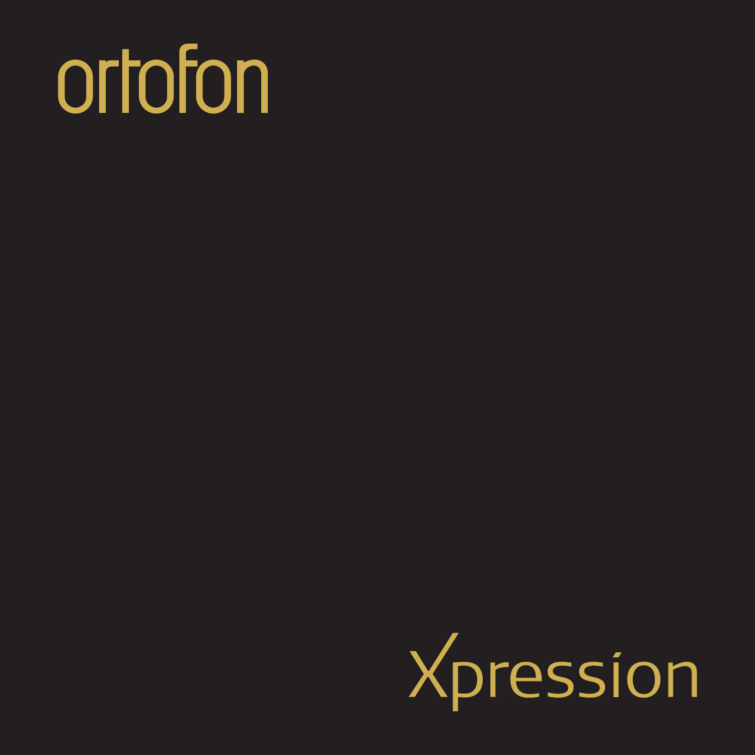# ortofon

# Xpression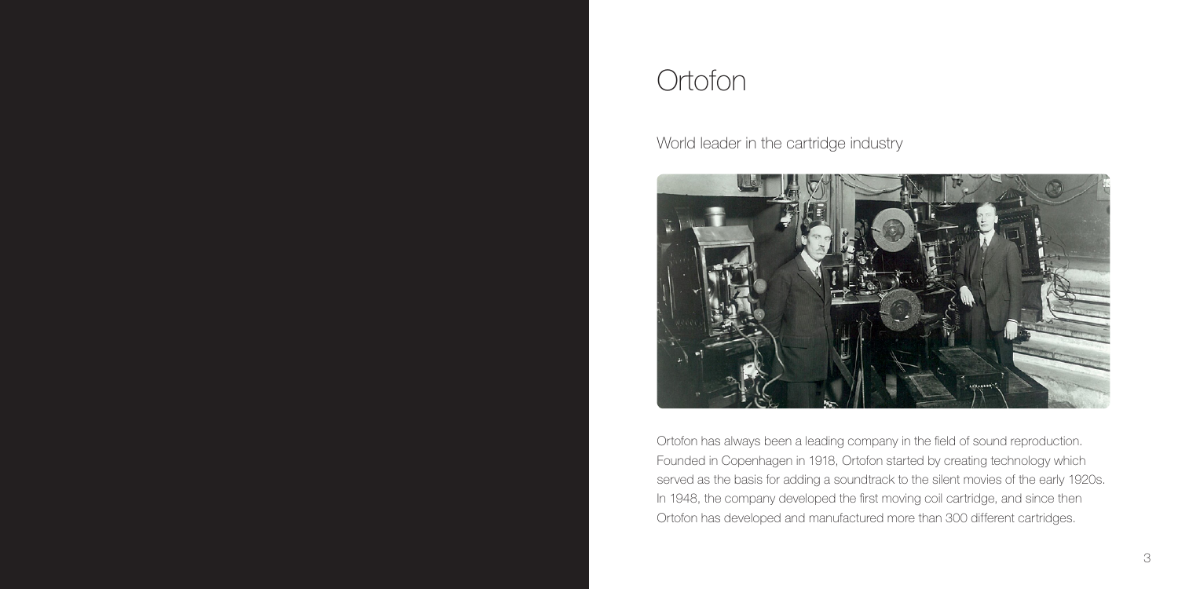# Ortofon

## World leader in the cartridge industry

Ortofon has always been a leading company in the field of sound reproduction. Founded in Copenhagen in 1918, Ortofon started by creating technology which served as the basis for adding a soundtrack to the silent movies of the early 1920s. In 1948, the company developed the first moving coil cartridge, and since then Ortofon has developed and manufactured more than 300 different cartridges.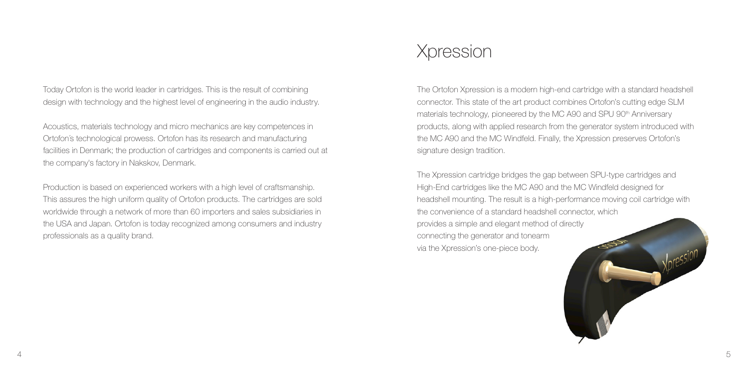Today Ortofon is the world leader in cartridges. This is the result of combining design with technology and the highest level of engineering in the audio industry.

Acoustics, materials technology and micro mechanics are key competences in Ortofon's technological prowess. Ortofon has its research and manufacturing facilities in Denmark; the production of cartridges and components is carried out at the company's factory in Nakskov, Denmark.

Production is based on experienced workers with a high level of craftsmanship. This assures the high uniform quality of Ortofon products. The cartridges are sold worldwide through a network of more than 60 importers and sales subsidiaries in the USA and Japan. Ortofon is today recognized among consumers and industry professionals as a quality brand.

# Xpression

The Ortofon Xpression is a modern high-end cartridge with a standard headshell connector. This state of the art product combines Ortofon's cutting edge SLM materials technology, pioneered by the MC A90 and SPU 90th Anniversary products, along with applied research from the generator system introduced with the MC A90 and the MC Windfeld. Finally, the Xpression preserves Ortofon's signature design tradition.

The Xpression cartridge bridges the gap between SPU-type cartridges and High-End cartridges like the MC A90 and the MC Windfeld designed for headshell mounting. The result is a high-performance moving coil cartridge with the convenience of a standard headshell connector, which provides a simple and elegant method of directly connecting the generator and tonearm via the Xpression's one-piece body.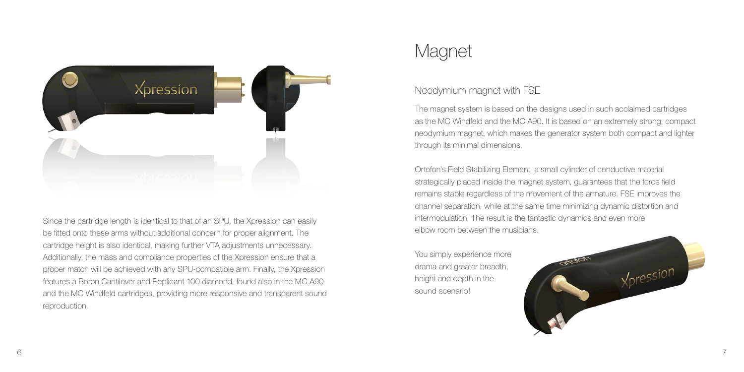Since the cartridge length is identical to that of an SPU, the Xpression can easily be fitted onto these arms without additional concern for proper alignment. The cartridge height is also identical, making further VTA adjustments unnecessary. Additionally, the mass and compliance properties of the Xpression ensure that a proper match will be achieved with any SPU-compatible arm. Finally, the Xpression features a Boron Cantilever and Replicant 100 diamond, found also in the MC A90 and the MC Windfeld cartridges, providing more responsive and transparent sound reproduction.

# Magnet

## Neodymium magnet with FSE

The magnet system is based on the designs used in such acclaimed cartridges as the MC Windfeld and the MC A90. It is based on an extremely strong, compact neodymium magnet, which makes the generator system both compact and lighter through its minimal dimensions.

Ortofon's Field Stabilizing Element, a small cylinder of conductive material strategically placed inside the magnet system, guarantees that the force field remains stable regardless of the movement of the armature. FSE improves the channel separation, while at the same time minimizing dynamic distortion and intermodulation. The result is the fantastic dynamics and even more elbow room between the musicians.

You simply experience more drama and greater breadth, height and depth in the sound scenario!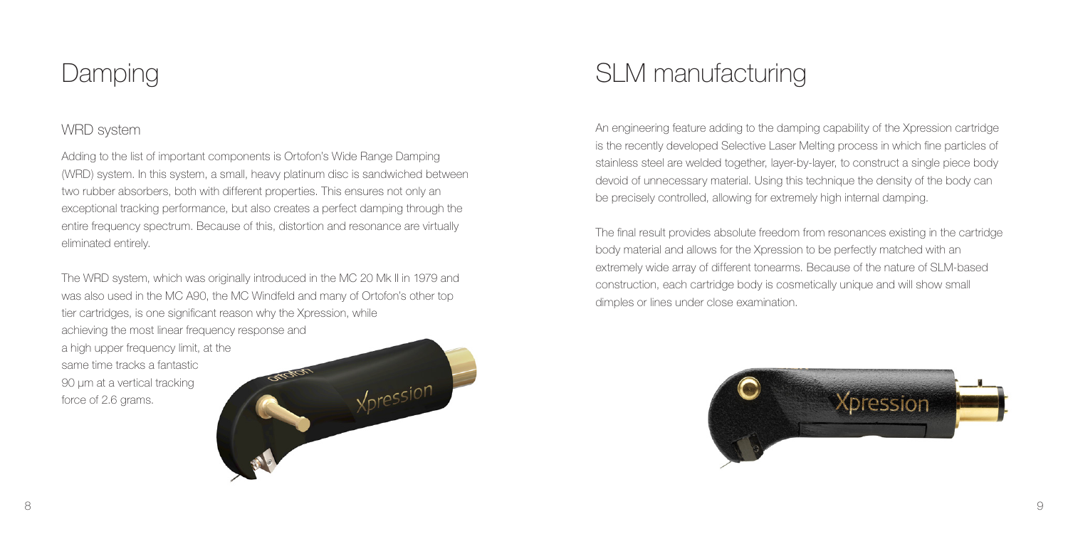# Damping

## WRD system

Adding to the list of important components is Ortofon's Wide Range Damping (WRD) system. In this system, a small, heavy platinum disc is sandwiched between two rubber absorbers, both with different properties. This ensures not only an exceptional tracking performance, but also creates a perfect damping through the entire frequency spectrum. Because of this, distortion and resonance are virtually eliminated entirely.

The WRD system, which was originally introduced in the MC 20 Mk II in 1979 and was also used in the MC A90, the MC Windfeld and many of Ortofon's other top tier cartridges, is one significant reason why the Xpression, while achieving the most linear frequency response and a high upper frequency limit, at the same time tracks a fantastic 90 µm at a vertical tracking force of 2.6 grams.

# SLM manufacturing

An engineering feature adding to the damping capability of the Xpression cartridge is the recently developed Selective Laser Melting process in which fine particles of stainless steel are welded together, layer-by-layer, to construct a single piece body devoid of unnecessary material. Using this technique the density of the body can be precisely controlled, allowing for extremely high internal damping.

The final result provides absolute freedom from resonances existing in the cartridge body material and allows for the Xpression to be perfectly matched with an extremely wide array of different tonearms. Because of the nature of SLM-based construction, each cartridge body is cosmetically unique and will show small dimples or lines under close examination.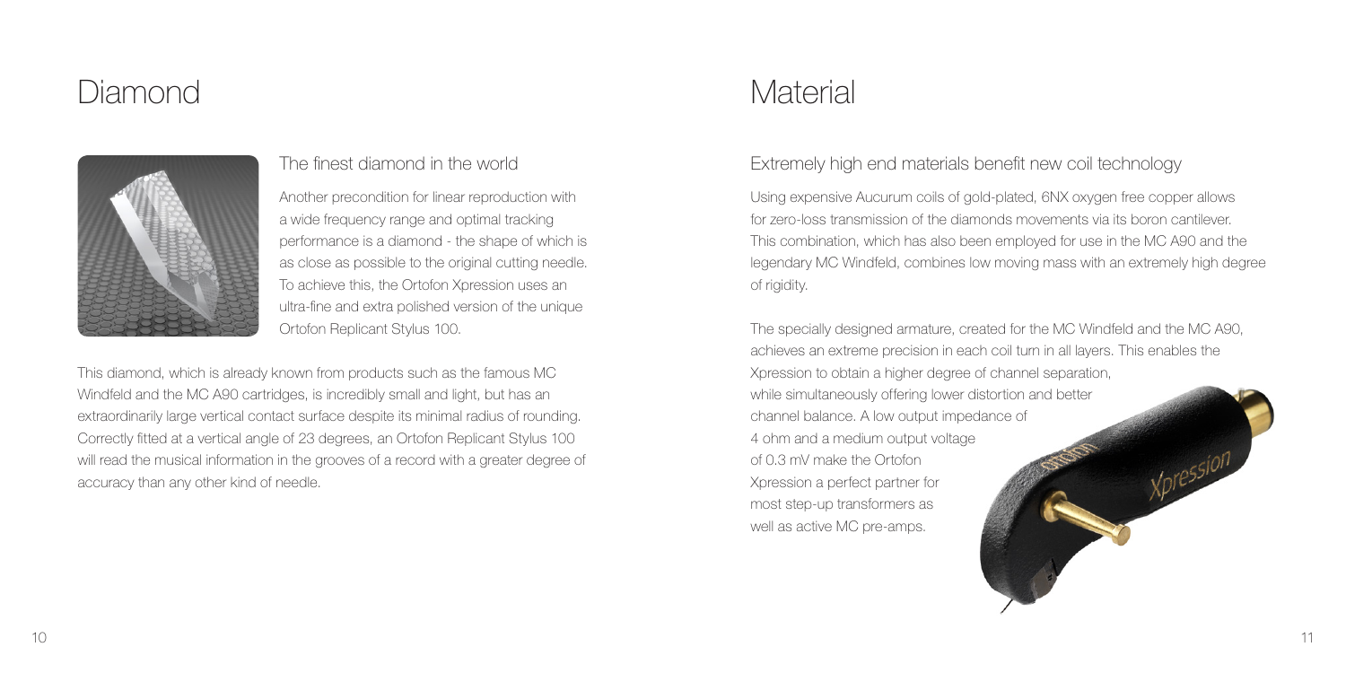# Diamond

### The finest diamond in the world

Another precondition for linear reproduction with a wide frequency range and optimal tracking performance is a diamond - the shape of which is as close as possible to the original cutting needle. To achieve this, the Ortofon Xpression uses an ultra-fine and extra polished version of the unique Ortofon Replicant Stylus 100.

This diamond, which is already known from products such as the famous MC Windfeld and the MC A90 cartridges, is incredibly small and light, but has an extraordinarily large vertical contact surface despite its minimal radius of rounding. Correctly fitted at a vertical angle of 23 degrees, an Ortofon Replicant Stylus 100 will read the musical information in the grooves of a record with a greater degree of accuracy than any other kind of needle.

# Material

### Extremely high end materials benefit new coil technology

Using expensive Aucurum coils of gold-plated, 6NX oxygen free copper allows for zero-loss transmission of the diamonds movements via its boron cantilever. This combination, which has also been employed for use in the MC A90 and the legendary MC Windfeld, combines low moving mass with an extremely high degree of rigidity.

The specially designed armature, created for the MC Windfeld and the MC A90, achieves an extreme precision in each coil turn in all layers. This enables the Xpression to obtain a higher degree of channel separation, while simultaneously offering lower distortion and better channel balance. A low output impedance of 4 ohm and a medium output voltage of 0.3 mV make the Ortofon Xpression a perfect partner for most step-up transformers as well as active MC pre-amps.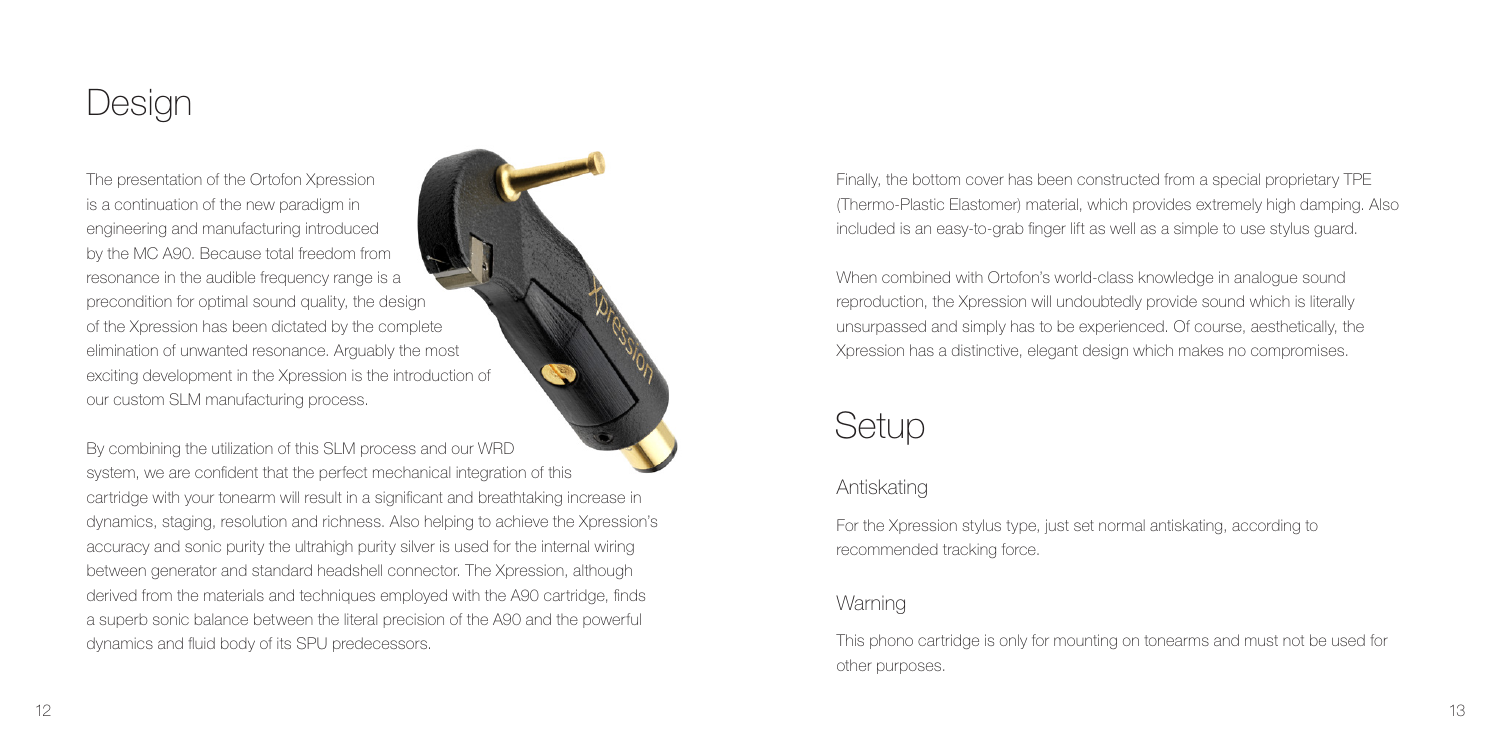# Design

The presentation of the Ortofon Xpression is a continuation of the new paradigm in engineering and manufacturing introduced by the MC A90. Because total freedom from resonance in the audible frequency range is a precondition for optimal sound quality, the design of the Xpression has been dictated by the complete elimination of unwanted resonance. Arguably the most exciting development in the Xpression is the introduction of our custom SLM manufacturing process.

By combining the utilization of this SLM process and our WRD system, we are confident that the perfect mechanical integration of this cartridge with your tonearm will result in a significant and breathtaking increase in dynamics, staging, resolution and richness. Also helping to achieve the Xpression's accuracy and sonic purity the ultrahigh purity silver is used for the internal wiring between generator and standard headshell connector. The Xpression, although derived from the materials and techniques employed with the A90 cartridge, finds a superb sonic balance between the literal precision of the A90 and the powerful dynamics and fluid body of its SPU predecessors.

Finally, the bottom cover has been constructed from a special proprietary TPE (Thermo-Plastic Elastomer) material, which provides extremely high damping. Also included is an easy-to-grab finger lift as well as a simple to use stylus guard.

When combined with Ortofon's world-class knowledge in analogue sound reproduction, the Xpression will undoubtedly provide sound which is literally unsurpassed and simply has to be experienced. Of course, aesthetically, the Xpression has a distinctive, elegant design which makes no compromises.

# Setup

## Antiskating

For the Xpression stylus type, just set normal antiskating, according to recommended tracking force.

## Warning

This phono cartridge is only for mounting on tonearms and must not be used for other purposes.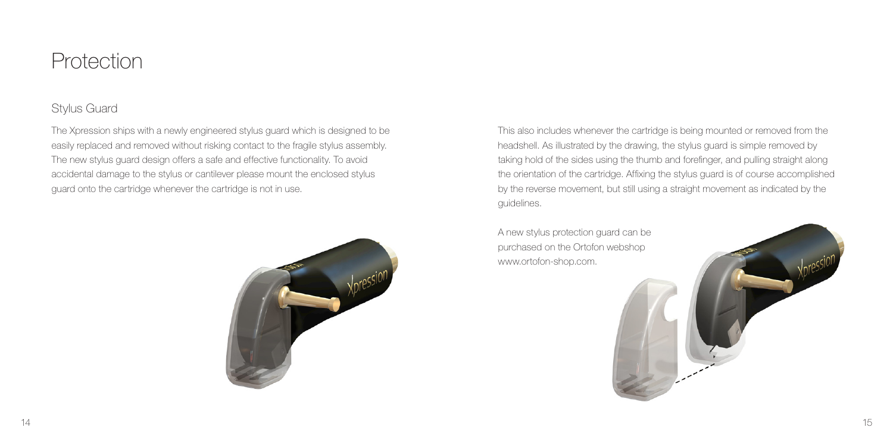# Protection

## Stylus Guard

The Xpression ships with a newly engineered stylus guard which is designed to be easily replaced and removed without risking contact to the fragile stylus assembly. The new stylus guard design offers a safe and effective functionality. To avoid accidental damage to the stylus or cantilever please mount the enclosed stylus guard onto the cartridge whenever the cartridge is not in use.

This also includes whenever the cartridge is being mounted or removed from the headshell. As illustrated by the drawing, the stylus guard is simple removed by taking hold of the sides using the thumb and forefinger, and pulling straight along the orientation of the cartridge. Affixing the stylus guard is of course accomplished by the reverse movement, but still using a straight movement as indicated by the guidelines.

A new stylus protection guard can be purchased on the Ortofon webshop www.ortofon-shop.com.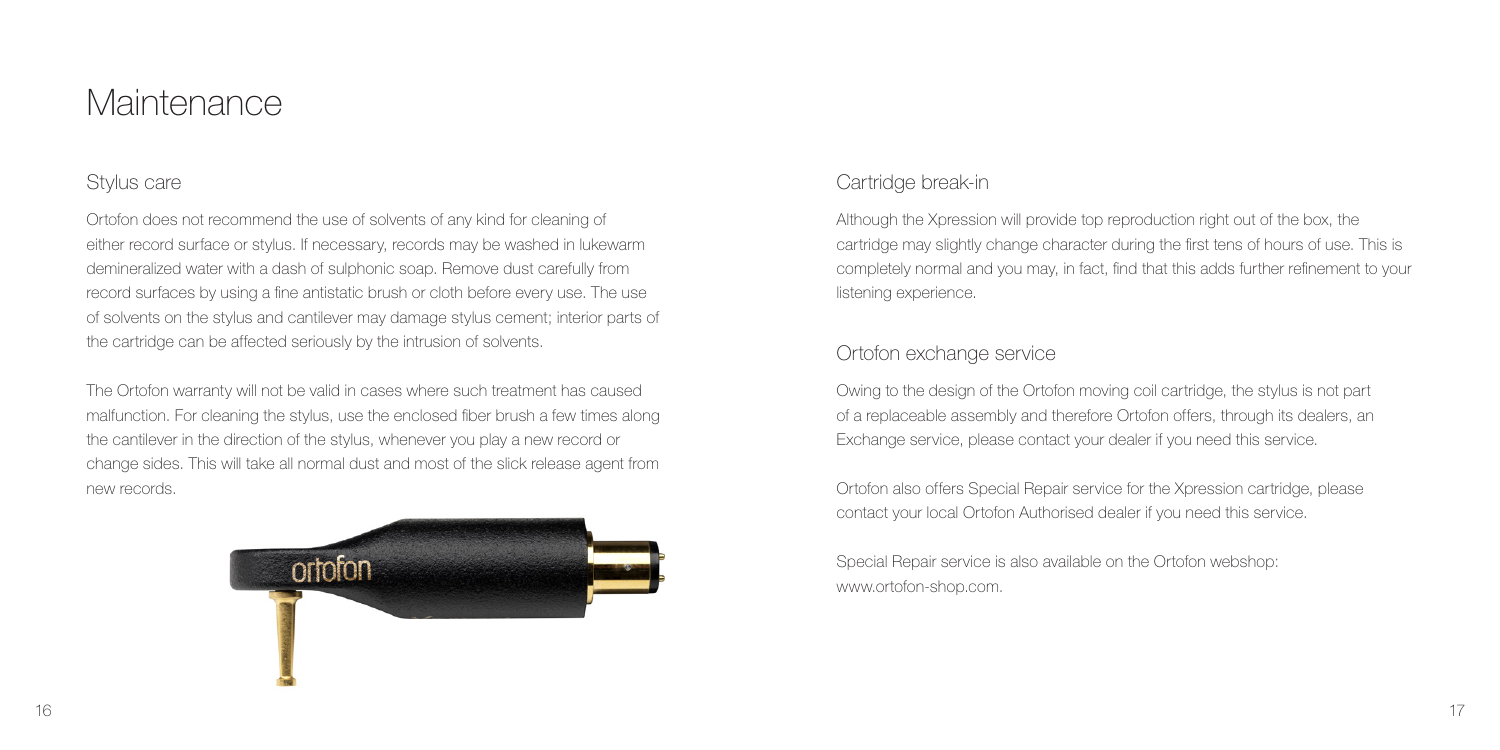# Maintenance

## Stylus care

Ortofon does not recommend the use of solvents of any kind for cleaning of either record surface or stylus. If necessary, records may be washed in lukewarm demineralized water with a dash of sulphonic soap. Remove dust carefully from record surfaces by using a fine antistatic brush or cloth before every use. The use of solvents on the stylus and cantilever may damage stylus cement; interior parts of the cartridge can be affected seriously by the intrusion of solvents.

The Ortofon warranty will not be valid in cases where such treatment has caused malfunction. For cleaning the stylus, use the enclosed fiber brush a few times along the cantilever in the direction of the stylus, whenever you play a new record or change sides. This will take all normal dust and most of the slick release agent from new records.

## Cartridge break-in

Although the Xpression will provide top reproduction right out of the box, the cartridge may slightly change character during the first tens of hours of use. This is completely normal and you may, in fact, find that this adds further refinement to your listening experience.

## Ortofon exchange service

Owing to the design of the Ortofon moving coil cartridge, the stylus is not part of a replaceable assembly and therefore Ortofon offers, through its dealers, an Exchange service, please contact your dealer if you need this service.

Ortofon also offers Special Repair service for the Xpression cartridge, please contact your local Ortofon Authorised dealer if you need this service.

Special Repair service is also available on the Ortofon webshop: www.ortofon-shop.com.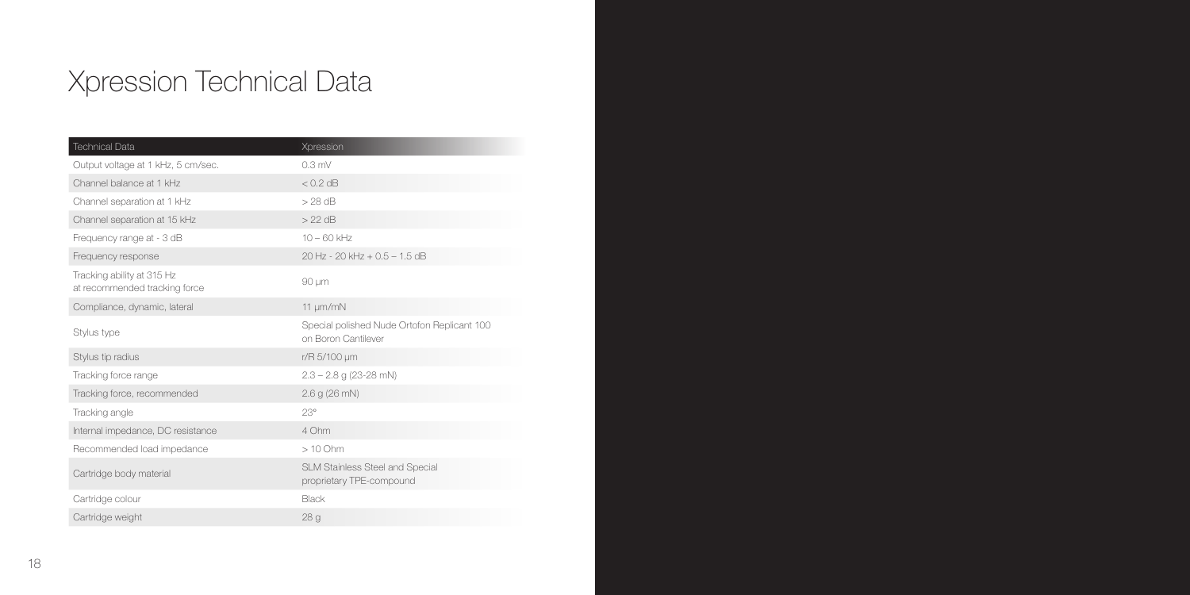# Xpression Technical Data

| Technical Data | Xpression |
|---|---|
| Output voltage at 1 kHz, 5 cm/sec. | 0.3 mV |
| Channel balance at 1 kHz | < 0.2 dB |
| Channel separation at 1 kHz | > 28 dB |
| Channel separation at 15 kHz | > 22 dB |
| Frequency range at - 3 dB | 10 – 60 kHz |
| Frequency response | 20 Hz - 20 kHz + 0.5 – 1.5 dB |
| Tracking ability at 315 Hz at recommended tracking force | 90 µm |
| Compliance, dynamic, lateral | 11 µm/mN |
| Stylus type | Special polished Nude Ortofon Replicant 100 on Boron Cantilever |
| Stylus tip radius | r/R 5/100 µm |
| Tracking force range | 2.3 – 2.8 g (23-28 mN) |
| Tracking force, recommended | 2.6 g (26 mN) |
| Tracking angle | 23° |
| Internal impedance, DC resistance | 4 Ohm |
| Recommended load impedance | > 10 Ohm |
| Cartridge body material | SLM Stainless Steel and Special proprietary TPE-compound |
| Cartridge colour | Black |
| Cartridge weight | 28 g |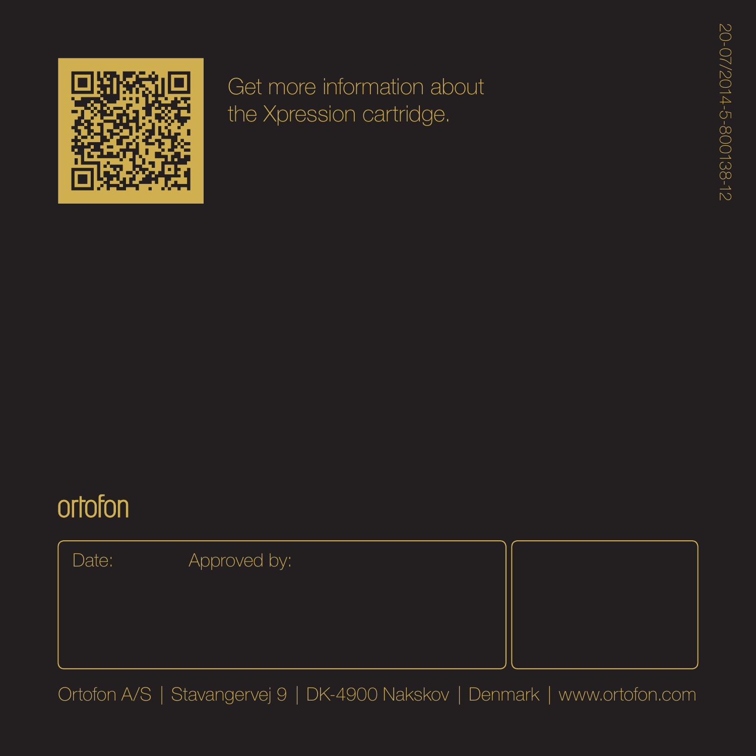Get more information about the Xpression cartridge.

20-07/2014-5-800138-12

ortofon

Date: Approved by:

Ortofon A/S | Stavangervej 9 | DK-4900 Nakskov | Denmark | www.ortofon.com